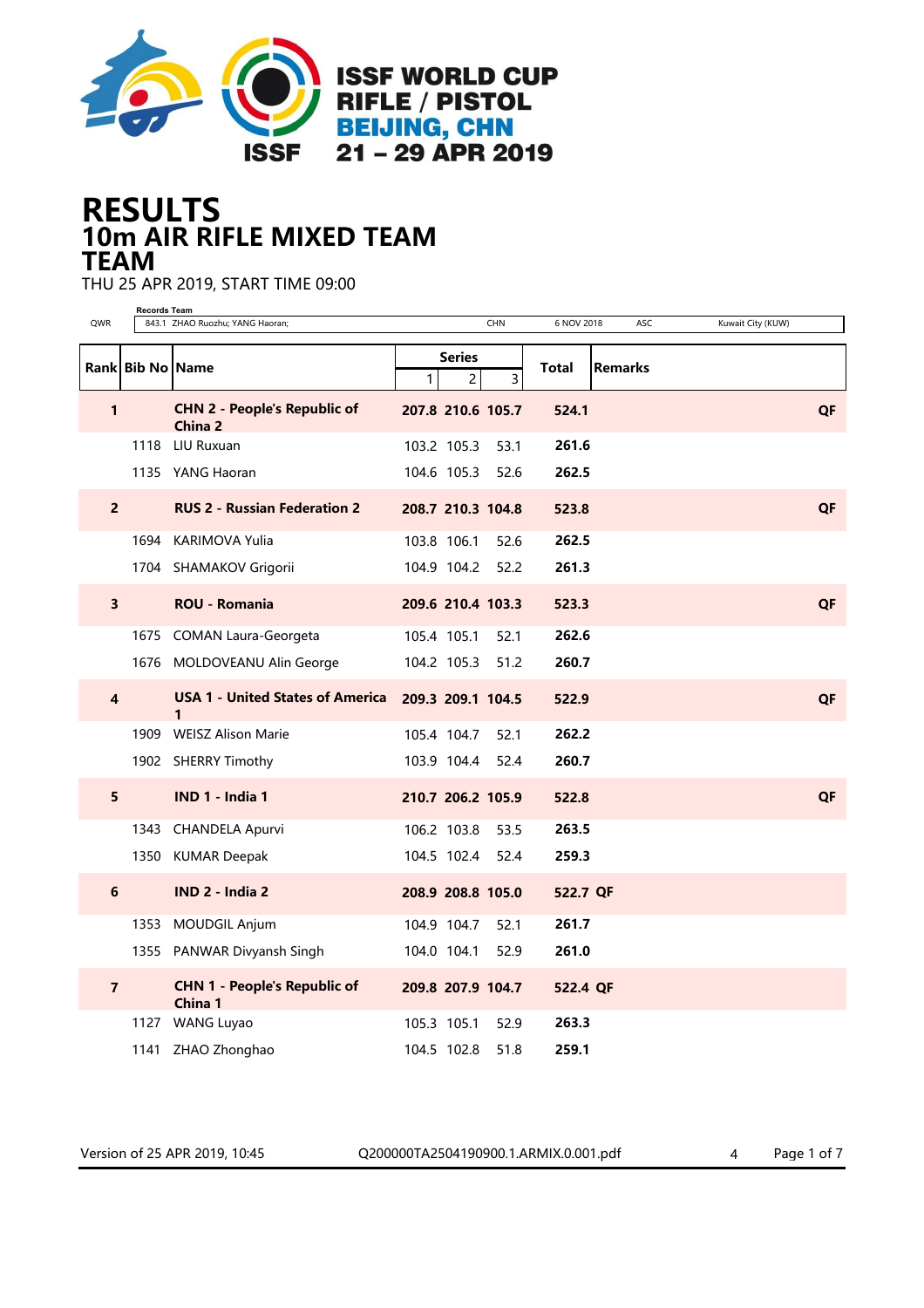ISSF WORLD CUP
RIFLE / PISTOL
BEIJING, CHN
21 – 29 APR 2019

ISSF

# RESULTS
## 10m AIR RIFLE MIXED TEAM
## TEAM

THU 25 APR 2019, START TIME 09:00

| | Records Team | | | | |
|---|---|---|---|---|---|
| QWR | 843.1 ZHAO Ruozhu; YANG Haoran; | CHN | 6 NOV 2018 | ASC | Kuwait City (KUW) |

| Rank | Bib No | Name | Series 1 | Series 2 | Series 3 | Total | Remarks |
|---|---|---|---|---|---|---|---|
| **1** | | **CHN 2 - People's Republic of China 2** | **207.8** | **210.6** | **105.7** | **524.1** | **QF** |
| | 1118 | LIU Ruxuan | 103.2 | 105.3 | 53.1 | **261.6** | |
| | 1135 | YANG Haoran | 104.6 | 105.3 | 52.6 | **262.5** | |
| **2** | | **RUS 2 - Russian Federation 2** | **208.7** | **210.3** | **104.8** | **523.8** | **QF** |
| | 1694 | KARIMOVA Yulia | 103.8 | 106.1 | 52.6 | **262.5** | |
| | 1704 | SHAMAKOV Grigorii | 104.9 | 104.2 | 52.2 | **261.3** | |
| **3** | | **ROU - Romania** | **209.6** | **210.4** | **103.3** | **523.3** | **QF** |
| | 1675 | COMAN Laura-Georgeta | 105.4 | 105.1 | 52.1 | **262.6** | |
| | 1676 | MOLDOVEANU Alin George | 104.2 | 105.3 | 51.2 | **260.7** | |
| **4** | | **USA 1 - United States of America 1** | **209.3** | **209.1** | **104.5** | **522.9** | **QF** |
| | 1909 | WEISZ Alison Marie | 105.4 | 104.7 | 52.1 | **262.2** | |
| | 1902 | SHERRY Timothy | 103.9 | 104.4 | 52.4 | **260.7** | |
| **5** | | **IND 1 - India 1** | **210.7** | **206.2** | **105.9** | **522.8** | **QF** |
| | 1343 | CHANDELA Apurvi | 106.2 | 103.8 | 53.5 | **263.5** | |
| | 1350 | KUMAR Deepak | 104.5 | 102.4 | 52.4 | **259.3** | |
| **6** | | **IND 2 - India 2** | **208.9** | **208.8** | **105.0** | **522.7** | **QF** |
| | 1353 | MOUDGIL Anjum | 104.9 | 104.7 | 52.1 | **261.7** | |
| | 1355 | PANWAR Divyansh Singh | 104.0 | 104.1 | 52.9 | **261.0** | |
| **7** | | **CHN 1 - People's Republic of China 1** | **209.8** | **207.9** | **104.7** | **522.4** | **QF** |
| | 1127 | WANG Luyao | 105.3 | 105.1 | 52.9 | **263.3** | |
| | 1141 | ZHAO Zhonghao | 104.5 | 102.8 | 51.8 | **259.1** | |

Version of 25 APR 2019, 10:45    Q200000TA2504190900.1.ARMIX.0.001.pdf    4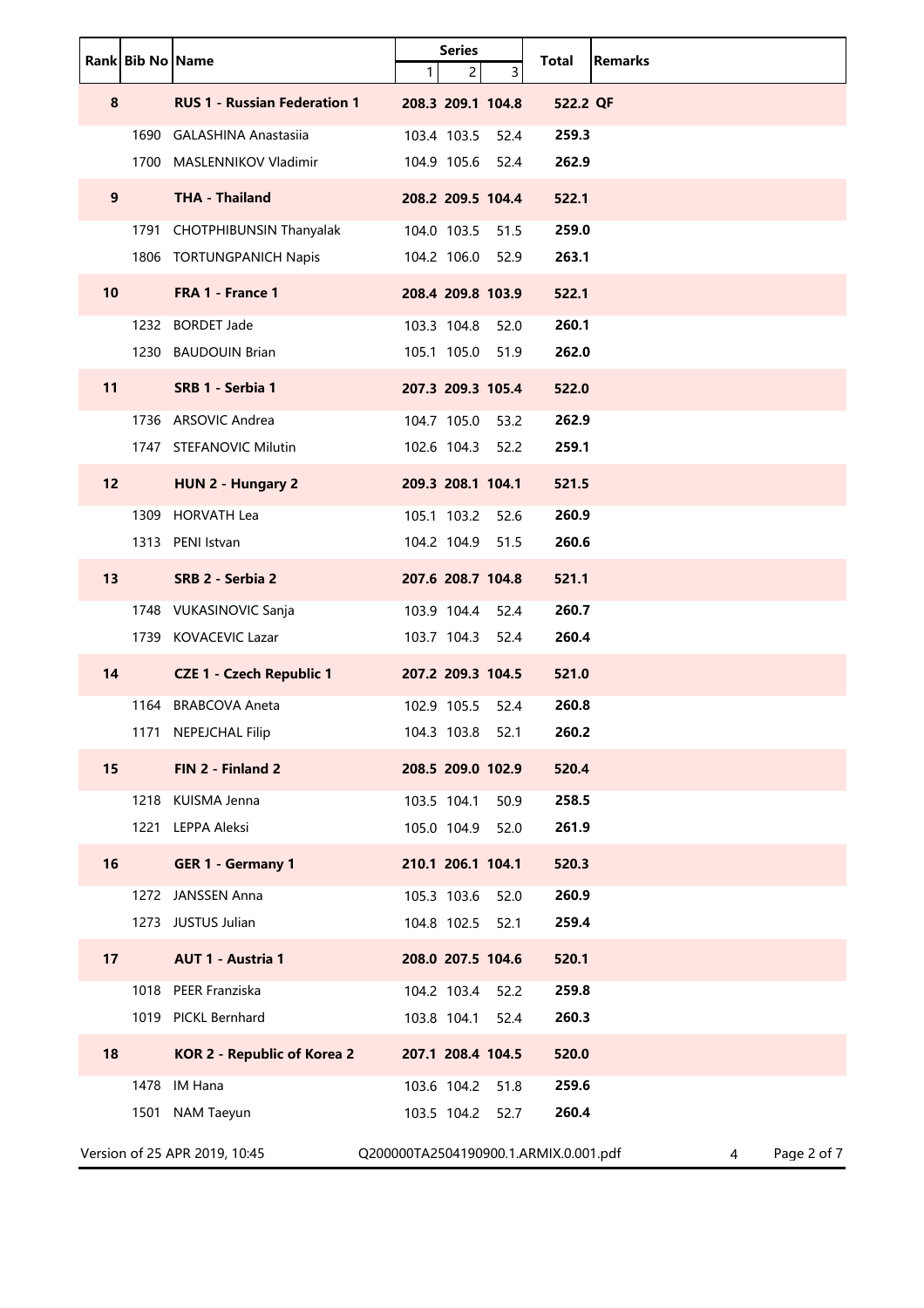| Rank | Bib No | Name | Series 1 | Series 2 | Series 3 | Total | Remarks |
|---|---|---|---|---|---|---|---|
| **8** | | **RUS 1 - Russian Federation 1** | **208.3** | **209.1** | **104.8** | **522.2** | **QF** |
| | 1690 | GALASHINA Anastasiia | 103.4 | 103.5 | 52.4 | **259.3** | |
| | 1700 | MASLENNIKOV Vladimir | 104.9 | 105.6 | 52.4 | **262.9** | |
| **9** | | **THA - Thailand** | **208.2** | **209.5** | **104.4** | **522.1** | |
| | 1791 | CHOTPHIBUNSIN Thanyalak | 104.0 | 103.5 | 51.5 | **259.0** | |
| | 1806 | TORTUNGPANICH Napis | 104.2 | 106.0 | 52.9 | **263.1** | |
| **10** | | **FRA 1 - France 1** | **208.4** | **209.8** | **103.9** | **522.1** | |
| | 1232 | BORDET Jade | 103.3 | 104.8 | 52.0 | **260.1** | |
| | 1230 | BAUDOUIN Brian | 105.1 | 105.0 | 51.9 | **262.0** | |
| **11** | | **SRB 1 - Serbia 1** | **207.3** | **209.3** | **105.4** | **522.0** | |
| | 1736 | ARSOVIC Andrea | 104.7 | 105.0 | 53.2 | **262.9** | |
| | 1747 | STEFANOVIC Milutin | 102.6 | 104.3 | 52.2 | **259.1** | |
| **12** | | **HUN 2 - Hungary 2** | **209.3** | **208.1** | **104.1** | **521.5** | |
| | 1309 | HORVATH Lea | 105.1 | 103.2 | 52.6 | **260.9** | |
| | 1313 | PENI Istvan | 104.2 | 104.9 | 51.5 | **260.6** | |
| **13** | | **SRB 2 - Serbia 2** | **207.6** | **208.7** | **104.8** | **521.1** | |
| | 1748 | VUKASINOVIC Sanja | 103.9 | 104.4 | 52.4 | **260.7** | |
| | 1739 | KOVACEVIC Lazar | 103.7 | 104.3 | 52.4 | **260.4** | |
| **14** | | **CZE 1 - Czech Republic 1** | **207.2** | **209.3** | **104.5** | **521.0** | |
| | 1164 | BRABCOVA Aneta | 102.9 | 105.5 | 52.4 | **260.8** | |
| | 1171 | NEPEJCHAL Filip | 104.3 | 103.8 | 52.1 | **260.2** | |
| **15** | | **FIN 2 - Finland 2** | **208.5** | **209.0** | **102.9** | **520.4** | |
| | 1218 | KUISMA Jenna | 103.5 | 104.1 | 50.9 | **258.5** | |
| | 1221 | LEPPA Aleksi | 105.0 | 104.9 | 52.0 | **261.9** | |
| **16** | | **GER 1 - Germany 1** | **210.1** | **206.1** | **104.1** | **520.3** | |
| | 1272 | JANSSEN Anna | 105.3 | 103.6 | 52.0 | **260.9** | |
| | 1273 | JUSTUS Julian | 104.8 | 102.5 | 52.1 | **259.4** | |
| **17** | | **AUT 1 - Austria 1** | **208.0** | **207.5** | **104.6** | **520.1** | |
| | 1018 | PEER Franziska | 104.2 | 103.4 | 52.2 | **259.8** | |
| | 1019 | PICKL Bernhard | 103.8 | 104.1 | 52.4 | **260.3** | |
| **18** | | **KOR 2 - Republic of Korea 2** | **207.1** | **208.4** | **104.5** | **520.0** | |
| | 1478 | IM Hana | 103.6 | 104.2 | 51.8 | **259.6** | |
| | 1501 | NAM Taeyun | 103.5 | 104.2 | 52.7 | **260.4** | |

Version of 25 APR 2019, 10:45 Q200000TA2504190900.1.ARMIX.0.001.pdf 4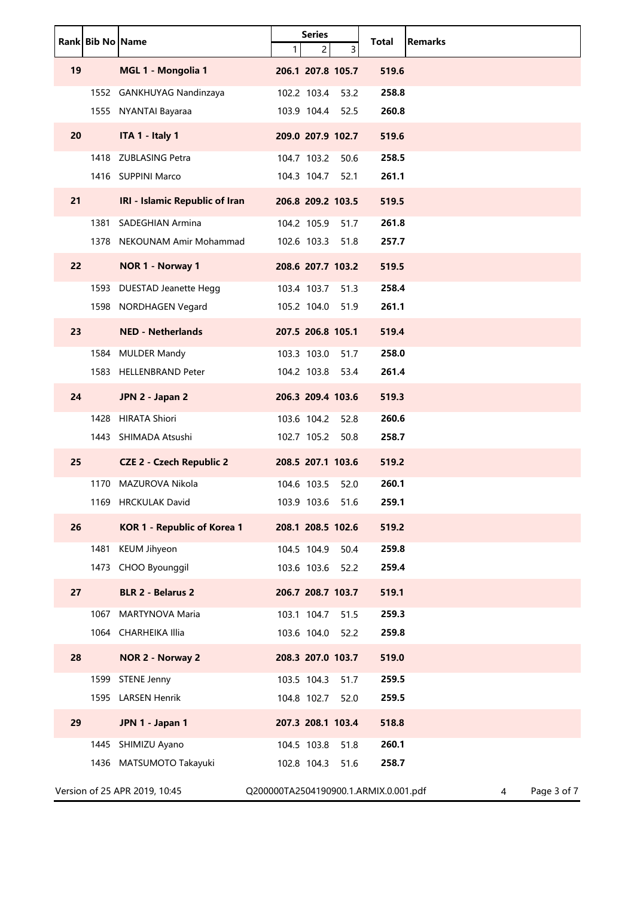| Rank | Bib No | Name | Series 1 | Series 2 | Series 3 | Total | Remarks |
|---|---|---|---|---|---|---|---|
| **19** | | **MGL 1 - Mongolia 1** | **206.1** | **207.8** | **105.7** | **519.6** | |
| | 1552 | GANKHUYAG Nandinzaya | 102.2 | 103.4 | 53.2 | **258.8** | |
| | 1555 | NYANTAI Bayaraa | 103.9 | 104.4 | 52.5 | **260.8** | |
| **20** | | **ITA 1 - Italy 1** | **209.0** | **207.9** | **102.7** | **519.6** | |
| | 1418 | ZUBLASING Petra | 104.7 | 103.2 | 50.6 | **258.5** | |
| | 1416 | SUPPINI Marco | 104.3 | 104.7 | 52.1 | **261.1** | |
| **21** | | **IRI - Islamic Republic of Iran** | **206.8** | **209.2** | **103.5** | **519.5** | |
| | 1381 | SADEGHIAN Armina | 104.2 | 105.9 | 51.7 | **261.8** | |
| | 1378 | NEKOUNAM Amir Mohammad | 102.6 | 103.3 | 51.8 | **257.7** | |
| **22** | | **NOR 1 - Norway 1** | **208.6** | **207.7** | **103.2** | **519.5** | |
| | 1593 | DUESTAD Jeanette Hegg | 103.4 | 103.7 | 51.3 | **258.4** | |
| | 1598 | NORDHAGEN Vegard | 105.2 | 104.0 | 51.9 | **261.1** | |
| **23** | | **NED - Netherlands** | **207.5** | **206.8** | **105.1** | **519.4** | |
| | 1584 | MULDER Mandy | 103.3 | 103.0 | 51.7 | **258.0** | |
| | 1583 | HELLENBRAND Peter | 104.2 | 103.8 | 53.4 | **261.4** | |
| **24** | | **JPN 2 - Japan 2** | **206.3** | **209.4** | **103.6** | **519.3** | |
| | 1428 | HIRATA Shiori | 103.6 | 104.2 | 52.8 | **260.6** | |
| | 1443 | SHIMADA Atsushi | 102.7 | 105.2 | 50.8 | **258.7** | |
| **25** | | **CZE 2 - Czech Republic 2** | **208.5** | **207.1** | **103.6** | **519.2** | |
| | 1170 | MAZUROVA Nikola | 104.6 | 103.5 | 52.0 | **260.1** | |
| | 1169 | HRCKULAK David | 103.9 | 103.6 | 51.6 | **259.1** | |
| **26** | | **KOR 1 - Republic of Korea 1** | **208.1** | **208.5** | **102.6** | **519.2** | |
| | 1481 | KEUM Jihyeon | 104.5 | 104.9 | 50.4 | **259.8** | |
| | 1473 | CHOO Byounggil | 103.6 | 103.6 | 52.2 | **259.4** | |
| **27** | | **BLR 2 - Belarus 2** | **206.7** | **208.7** | **103.7** | **519.1** | |
| | 1067 | MARTYNOVA Maria | 103.1 | 104.7 | 51.5 | **259.3** | |
| | 1064 | CHARHEIKA Illia | 103.6 | 104.0 | 52.2 | **259.8** | |
| **28** | | **NOR 2 - Norway 2** | **208.3** | **207.0** | **103.7** | **519.0** | |
| | 1599 | STENE Jenny | 103.5 | 104.3 | 51.7 | **259.5** | |
| | 1595 | LARSEN Henrik | 104.8 | 102.7 | 52.0 | **259.5** | |
| **29** | | **JPN 1 - Japan 1** | **207.3** | **208.1** | **103.4** | **518.8** | |
| | 1445 | SHIMIZU Ayano | 104.5 | 103.8 | 51.8 | **260.1** | |
| | 1436 | MATSUMOTO Takayuki | 102.8 | 104.3 | 51.6 | **258.7** | |

Version of 25 APR 2019, 10:45 Q200000TA2504190900.1.ARMIX.0.001.pdf 4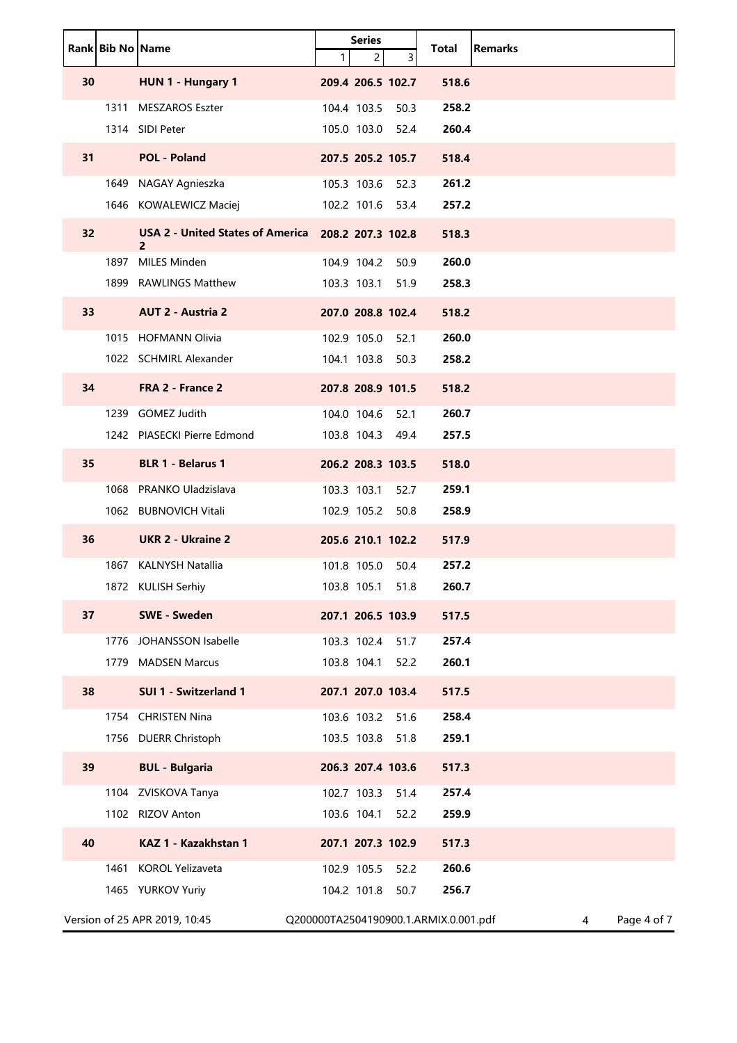| Rank | Bib No | Name | Series 1 | Series 2 | Series 3 | Total | Remarks |
|---|---|---|---|---|---|---|---|
| **30** | | **HUN 1 - Hungary 1** | **209.4** | **206.5** | **102.7** | **518.6** | |
| | 1311 | MESZAROS Eszter | 104.4 | 103.5 | 50.3 | **258.2** | |
| | 1314 | SIDI Peter | 105.0 | 103.0 | 52.4 | **260.4** | |
| **31** | | **POL - Poland** | **207.5** | **205.2** | **105.7** | **518.4** | |
| | 1649 | NAGAY Agnieszka | 105.3 | 103.6 | 52.3 | **261.2** | |
| | 1646 | KOWALEWICZ Maciej | 102.2 | 101.6 | 53.4 | **257.2** | |
| **32** | | **USA 2 - United States of America 2** | **208.2** | **207.3** | **102.8** | **518.3** | |
| | 1897 | MILES Minden | 104.9 | 104.2 | 50.9 | **260.0** | |
| | 1899 | RAWLINGS Matthew | 103.3 | 103.1 | 51.9 | **258.3** | |
| **33** | | **AUT 2 - Austria 2** | **207.0** | **208.8** | **102.4** | **518.2** | |
| | 1015 | HOFMANN Olivia | 102.9 | 105.0 | 52.1 | **260.0** | |
| | 1022 | SCHMIRL Alexander | 104.1 | 103.8 | 50.3 | **258.2** | |
| **34** | | **FRA 2 - France 2** | **207.8** | **208.9** | **101.5** | **518.2** | |
| | 1239 | GOMEZ Judith | 104.0 | 104.6 | 52.1 | **260.7** | |
| | 1242 | PIASECKI Pierre Edmond | 103.8 | 104.3 | 49.4 | **257.5** | |
| **35** | | **BLR 1 - Belarus 1** | **206.2** | **208.3** | **103.5** | **518.0** | |
| | 1068 | PRANKO Uladzislava | 103.3 | 103.1 | 52.7 | **259.1** | |
| | 1062 | BUBNOVICH Vitali | 102.9 | 105.2 | 50.8 | **258.9** | |
| **36** | | **UKR 2 - Ukraine 2** | **205.6** | **210.1** | **102.2** | **517.9** | |
| | 1867 | KALNYSH Natallia | 101.8 | 105.0 | 50.4 | **257.2** | |
| | 1872 | KULISH Serhiy | 103.8 | 105.1 | 51.8 | **260.7** | |
| **37** | | **SWE - Sweden** | **207.1** | **206.5** | **103.9** | **517.5** | |
| | 1776 | JOHANSSON Isabelle | 103.3 | 102.4 | 51.7 | **257.4** | |
| | 1779 | MADSEN Marcus | 103.8 | 104.1 | 52.2 | **260.1** | |
| **38** | | **SUI 1 - Switzerland 1** | **207.1** | **207.0** | **103.4** | **517.5** | |
| | 1754 | CHRISTEN Nina | 103.6 | 103.2 | 51.6 | **258.4** | |
| | 1756 | DUERR Christoph | 103.5 | 103.8 | 51.8 | **259.1** | |
| **39** | | **BUL - Bulgaria** | **206.3** | **207.4** | **103.6** | **517.3** | |
| | 1104 | ZVISKOVA Tanya | 102.7 | 103.3 | 51.4 | **257.4** | |
| | 1102 | RIZOV Anton | 103.6 | 104.1 | 52.2 | **259.9** | |
| **40** | | **KAZ 1 - Kazakhstan 1** | **207.1** | **207.3** | **102.9** | **517.3** | |
| | 1461 | KOROL Yelizaveta | 102.9 | 105.5 | 52.2 | **260.6** | |
| | 1465 | YURKOV Yuriy | 104.2 | 101.8 | 50.7 | **256.7** | |

Version of 25 APR 2019, 10:45 Q200000TA2504190900.1.ARMIX.0.001.pdf 4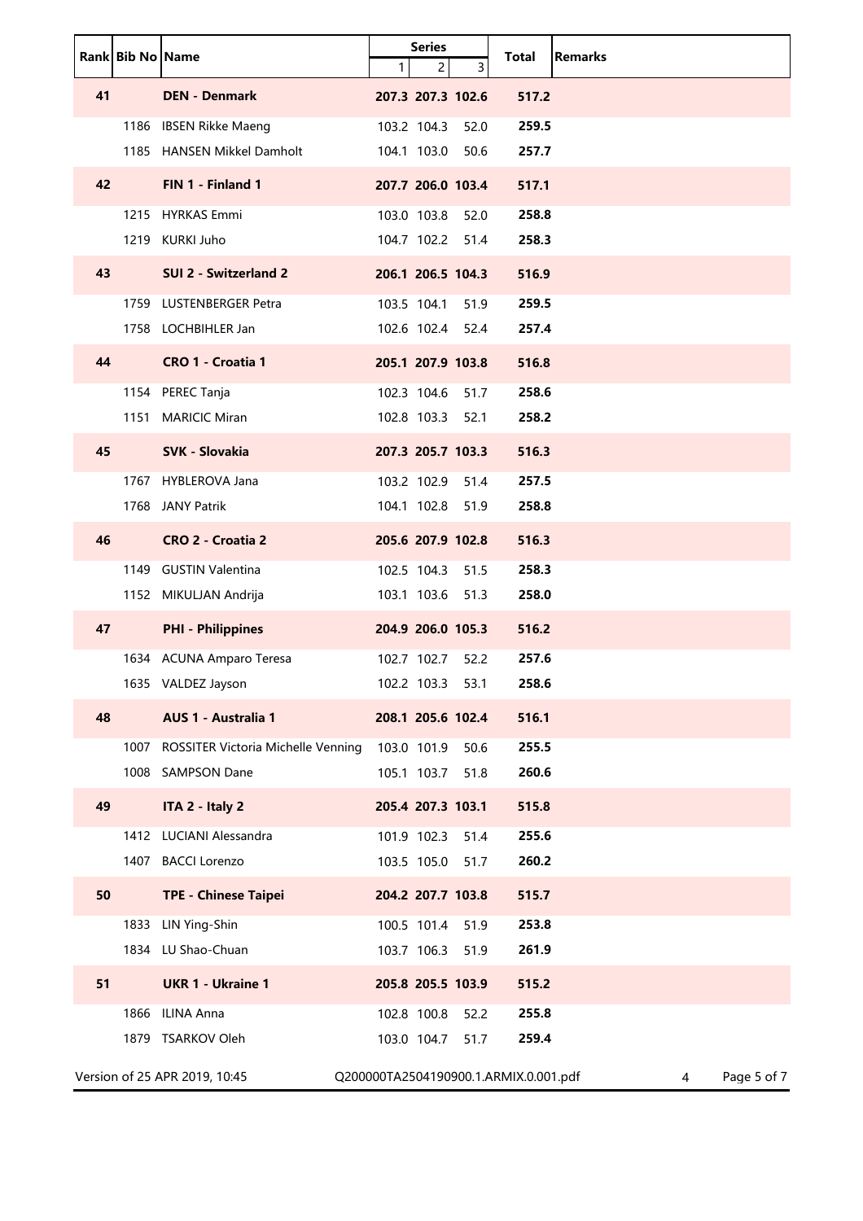| Rank | Bib No | Name | Series | | | Total | Remarks |
|---|---|---|---|---|---|---|---|
| | | | 1 | 2 | 3 | | |
| **41** | | **DEN - Denmark** | **207.3** | **207.3** | **102.6** | **517.2** | |
| | 1186 | IBSEN Rikke Maeng | 103.2 | 104.3 | 52.0 | **259.5** | |
| | 1185 | HANSEN Mikkel Damholt | 104.1 | 103.0 | 50.6 | **257.7** | |
| **42** | | **FIN 1 - Finland 1** | **207.7** | **206.0** | **103.4** | **517.1** | |
| | 1215 | HYRKAS Emmi | 103.0 | 103.8 | 52.0 | **258.8** | |
| | 1219 | KURKI Juho | 104.7 | 102.2 | 51.4 | **258.3** | |
| **43** | | **SUI 2 - Switzerland 2** | **206.1** | **206.5** | **104.3** | **516.9** | |
| | 1759 | LUSTENBERGER Petra | 103.5 | 104.1 | 51.9 | **259.5** | |
| | 1758 | LOCHBIHLER Jan | 102.6 | 102.4 | 52.4 | **257.4** | |
| **44** | | **CRO 1 - Croatia 1** | **205.1** | **207.9** | **103.8** | **516.8** | |
| | 1154 | PEREC Tanja | 102.3 | 104.6 | 51.7 | **258.6** | |
| | 1151 | MARICIC Miran | 102.8 | 103.3 | 52.1 | **258.2** | |
| **45** | | **SVK - Slovakia** | **207.3** | **205.7** | **103.3** | **516.3** | |
| | 1767 | HYBLEROVA Jana | 103.2 | 102.9 | 51.4 | **257.5** | |
| | 1768 | JANY Patrik | 104.1 | 102.8 | 51.9 | **258.8** | |
| **46** | | **CRO 2 - Croatia 2** | **205.6** | **207.9** | **102.8** | **516.3** | |
| | 1149 | GUSTIN Valentina | 102.5 | 104.3 | 51.5 | **258.3** | |
| | 1152 | MIKULJAN Andrija | 103.1 | 103.6 | 51.3 | **258.0** | |
| **47** | | **PHI - Philippines** | **204.9** | **206.0** | **105.3** | **516.2** | |
| | 1634 | ACUNA Amparo Teresa | 102.7 | 102.7 | 52.2 | **257.6** | |
| | 1635 | VALDEZ Jayson | 102.2 | 103.3 | 53.1 | **258.6** | |
| **48** | | **AUS 1 - Australia 1** | **208.1** | **205.6** | **102.4** | **516.1** | |
| | 1007 | ROSSITER Victoria Michelle Venning | 103.0 | 101.9 | 50.6 | **255.5** | |
| | 1008 | SAMPSON Dane | 105.1 | 103.7 | 51.8 | **260.6** | |
| **49** | | **ITA 2 - Italy 2** | **205.4** | **207.3** | **103.1** | **515.8** | |
| | 1412 | LUCIANI Alessandra | 101.9 | 102.3 | 51.4 | **255.6** | |
| | 1407 | BACCI Lorenzo | 103.5 | 105.0 | 51.7 | **260.2** | |
| **50** | | **TPE - Chinese Taipei** | **204.2** | **207.7** | **103.8** | **515.7** | |
| | 1833 | LIN Ying-Shin | 100.5 | 101.4 | 51.9 | **253.8** | |
| | 1834 | LU Shao-Chuan | 103.7 | 106.3 | 51.9 | **261.9** | |
| **51** | | **UKR 1 - Ukraine 1** | **205.8** | **205.5** | **103.9** | **515.2** | |
| | 1866 | ILINA Anna | 102.8 | 100.8 | 52.2 | **255.8** | |
| | 1879 | TSARKOV Oleh | 103.0 | 104.7 | 51.7 | **259.4** | |

Version of 25 APR 2019, 10:45 Q200000TA2504190900.1.ARMIX.0.001.pdf 4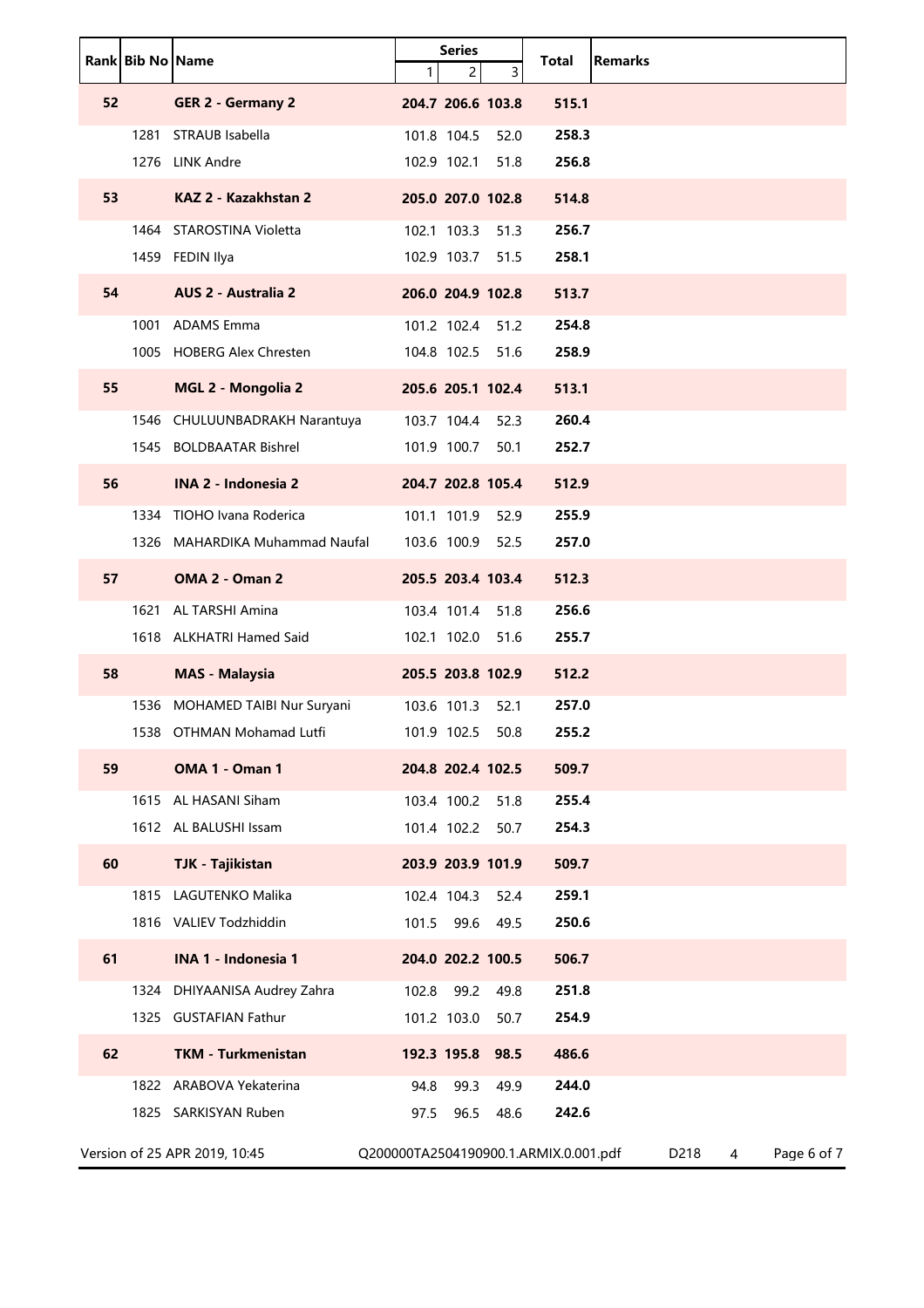| Rank | Bib No | Name | Series | | | Total | Remarks |
|---|---|---|---|---|---|---|---|
| | | | 1 | 2 | 3 | | |
| **52** | | **GER 2 - Germany 2** | **204.7** | **206.6** | **103.8** | **515.1** | |
| | 1281 | STRAUB Isabella | 101.8 | 104.5 | 52.0 | **258.3** | |
| | 1276 | LINK Andre | 102.9 | 102.1 | 51.8 | **256.8** | |
| **53** | | **KAZ 2 - Kazakhstan 2** | **205.0** | **207.0** | **102.8** | **514.8** | |
| | 1464 | STAROSTINA Violetta | 102.1 | 103.3 | 51.3 | **256.7** | |
| | 1459 | FEDIN Ilya | 102.9 | 103.7 | 51.5 | **258.1** | |
| **54** | | **AUS 2 - Australia 2** | **206.0** | **204.9** | **102.8** | **513.7** | |
| | 1001 | ADAMS Emma | 101.2 | 102.4 | 51.2 | **254.8** | |
| | 1005 | HOBERG Alex Chresten | 104.8 | 102.5 | 51.6 | **258.9** | |
| **55** | | **MGL 2 - Mongolia 2** | **205.6** | **205.1** | **102.4** | **513.1** | |
| | 1546 | CHULUUNBADRAKH Narantuya | 103.7 | 104.4 | 52.3 | **260.4** | |
| | 1545 | BOLDBAATAR Bishrel | 101.9 | 100.7 | 50.1 | **252.7** | |
| **56** | | **INA 2 - Indonesia 2** | **204.7** | **202.8** | **105.4** | **512.9** | |
| | 1334 | TIOHO Ivana Roderica | 101.1 | 101.9 | 52.9 | **255.9** | |
| | 1326 | MAHARDIKA Muhammad Naufal | 103.6 | 100.9 | 52.5 | **257.0** | |
| **57** | | **OMA 2 - Oman 2** | **205.5** | **203.4** | **103.4** | **512.3** | |
| | 1621 | AL TARSHI Amina | 103.4 | 101.4 | 51.8 | **256.6** | |
| | 1618 | ALKHATRI Hamed Said | 102.1 | 102.0 | 51.6 | **255.7** | |
| **58** | | **MAS - Malaysia** | **205.5** | **203.8** | **102.9** | **512.2** | |
| | 1536 | MOHAMED TAIBI Nur Suryani | 103.6 | 101.3 | 52.1 | **257.0** | |
| | 1538 | OTHMAN Mohamad Lutfi | 101.9 | 102.5 | 50.8 | **255.2** | |
| **59** | | **OMA 1 - Oman 1** | **204.8** | **202.4** | **102.5** | **509.7** | |
| | 1615 | AL HASANI Siham | 103.4 | 100.2 | 51.8 | **255.4** | |
| | 1612 | AL BALUSHI Issam | 101.4 | 102.2 | 50.7 | **254.3** | |
| **60** | | **TJK - Tajikistan** | **203.9** | **203.9** | **101.9** | **509.7** | |
| | 1815 | LAGUTENKO Malika | 102.4 | 104.3 | 52.4 | **259.1** | |
| | 1816 | VALIEV Todzhiddin | 101.5 | 99.6 | 49.5 | **250.6** | |
| **61** | | **INA 1 - Indonesia 1** | **204.0** | **202.2** | **100.5** | **506.7** | |
| | 1324 | DHIYAANISA Audrey Zahra | 102.8 | 99.2 | 49.8 | **251.8** | |
| | 1325 | GUSTAFIAN Fathur | 101.2 | 103.0 | 50.7 | **254.9** | |
| **62** | | **TKM - Turkmenistan** | **192.3** | **195.8** | **98.5** | **486.6** | |
| | 1822 | ARABOVA Yekaterina | 94.8 | 99.3 | 49.9 | **244.0** | |
| | 1825 | SARKISYAN Ruben | 97.5 | 96.5 | 48.6 | **242.6** | |

Version of 25 APR 2019, 10:45 Q200000TA2504190900.1.ARMIX.0.001.pdf D218 4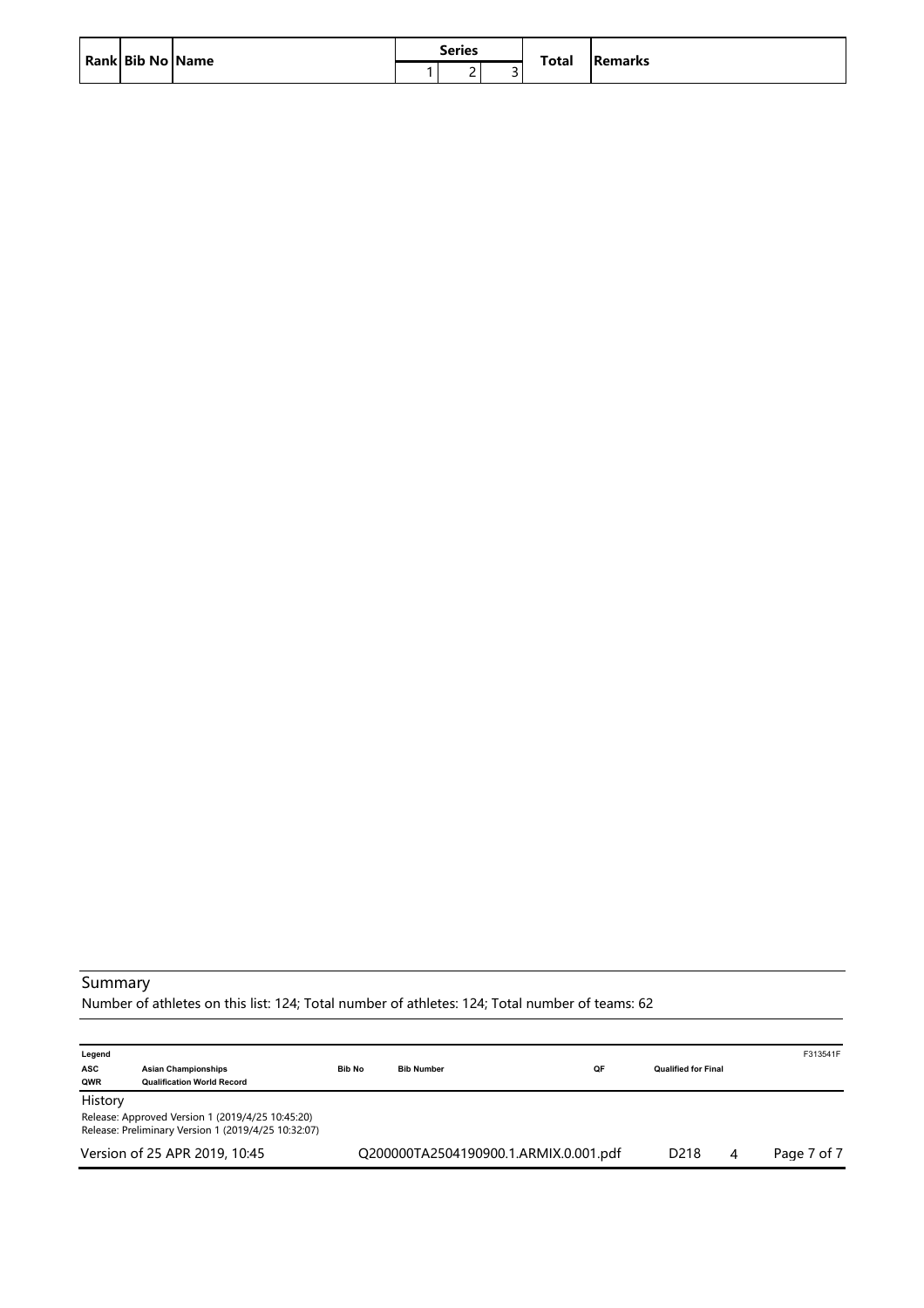| Rank | Bib No | Name | Series | | | Total | Remarks |
|---|---|---|---|---|---|---|---|
| | | | 1 | 2 | 3 | | |

## Summary

Number of athletes on this list: 124; Total number of athletes: 124; Total number of teams: 62

**Legend**

| | | | | | |
|---|---|---|---|---|---|
| **ASC** | **Asian Championships** | **Bib No** | **Bib Number** | **QF** | **Qualified for Final** |
| **QWR** | **Qualification World Record** | | | | |

F313541F

## History

Release: Approved Version 1 (2019/4/25 10:45:20)
Release: Preliminary Version 1 (2019/4/25 10:32:07)

Version of 25 APR 2019, 10:45 Q200000TA2504190900.1.ARMIX.0.001.pdf D218 4